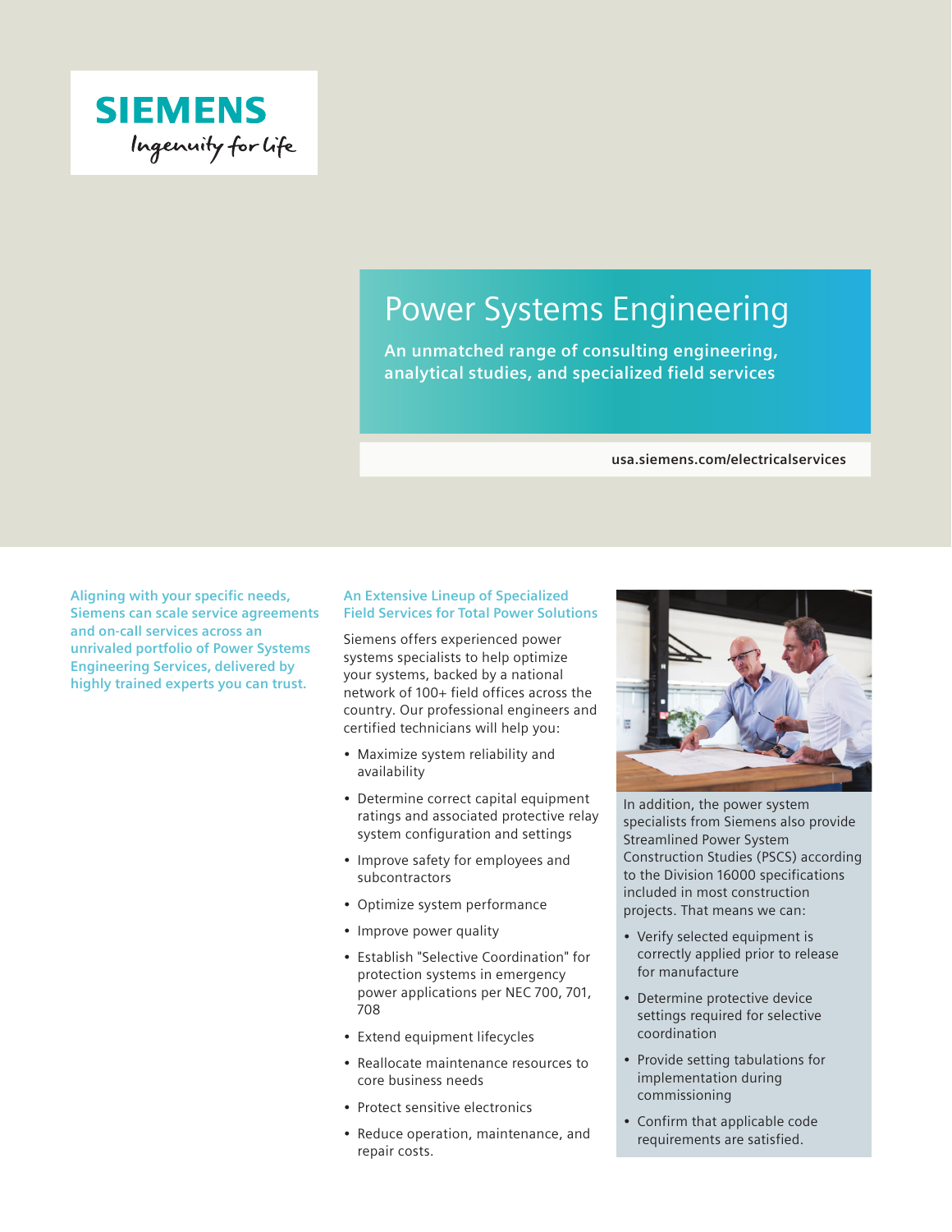SIEMENS

*Ingenuity for life*

# Power Systems Engineering

**An unmatched range of consulting engineering, analytical studies, and specialized field services**

usa.siemens.com/electricalservices

**Aligning with your specific needs, Siemens can scale service agreements and on-call services across an unrivaled portfolio of Power Systems Engineering Services, delivered by highly trained experts you can trust.**

## An Extensive Lineup of Specialized Field Services for Total Power Solutions

Siemens offers experienced power systems specialists to help optimize your systems, backed by a national network of 100+ field offices across the country. Our professional engineers and certified technicians will help you:

- Maximize system reliability and availability
- Determine correct capital equipment ratings and associated protective relay system configuration and settings
- Improve safety for employees and subcontractors
- Optimize system performance
- Improve power quality
- Establish "Selective Coordination" for protection systems in emergency power applications per NEC 700, 701, 708
- Extend equipment lifecycles
- Reallocate maintenance resources to core business needs
- Protect sensitive electronics
- Reduce operation, maintenance, and repair costs.

In addition, the power system specialists from Siemens also provide Streamlined Power System Construction Studies (PSCS) according to the Division 16000 specifications included in most construction projects. That means we can:

- Verify selected equipment is correctly applied prior to release for manufacture
- Determine protective device settings required for selective coordination
- Provide setting tabulations for implementation during commissioning
- Confirm that applicable code requirements are satisfied.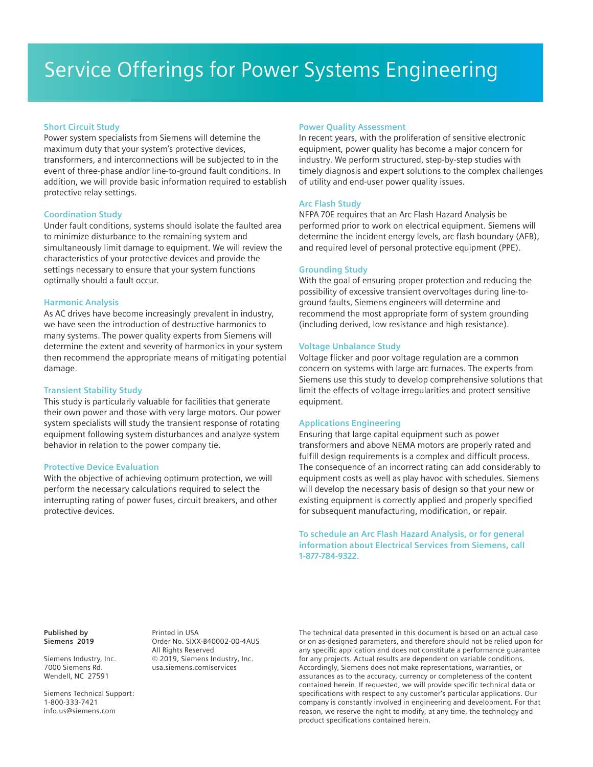# Service Offerings for Power Systems Engineering

### Short Circuit Study

Power system specialists from Siemens will detemine the maximum duty that your system's protective devices, transformers, and interconnections will be subjected to in the event of three-phase and/or line-to-ground fault conditions. In addition, we will provide basic information required to establish protective relay settings.

### Coordination Study

Under fault conditions, systems should isolate the faulted area to minimize disturbance to the remaining system and simultaneously limit damage to equipment. We will review the characteristics of your protective devices and provide the settings necessary to ensure that your system functions optimally should a fault occur.

### Harmonic Analysis

As AC drives have become increasingly prevalent in industry, we have seen the introduction of destructive harmonics to many systems. The power quality experts from Siemens will determine the extent and severity of harmonics in your system then recommend the appropriate means of mitigating potential damage.

### Transient Stability Study

This study is particularly valuable for facilities that generate their own power and those with very large motors. Our power system specialists will study the transient response of rotating equipment following system disturbances and analyze system behavior in relation to the power company tie.

### Protective Device Evaluation

With the objective of achieving optimum protection, we will perform the necessary calculations required to select the interrupting rating of power fuses, circuit breakers, and other protective devices.

### Power Quality Assessment

In recent years, with the proliferation of sensitive electronic equipment, power quality has become a major concern for industry. We perform structured, step-by-step studies with timely diagnosis and expert solutions to the complex challenges of utility and end-user power quality issues.

### Arc Flash Study

NFPA 70E requires that an Arc Flash Hazard Analysis be performed prior to work on electrical equipment. Siemens will determine the incident energy levels, arc flash boundary (AFB), and required level of personal protective equipment (PPE).

### Grounding Study

With the goal of ensuring proper protection and reducing the possibility of excessive transient overvoltages during line-to-ground faults, Siemens engineers will determine and recommend the most appropriate form of system grounding (including derived, low resistance and high resistance).

### Voltage Unbalance Study

Voltage flicker and poor voltage regulation are a common concern on systems with large arc furnaces. The experts from Siemens use this study to develop comprehensive solutions that limit the effects of voltage irregularities and protect sensitive equipment.

### Applications Engineering

Ensuring that large capital equipment such as power transformers and above NEMA motors are properly rated and fulfill design requirements is a complex and difficult process. The consequence of an incorrect rating can add considerably to equipment costs as well as play havoc with schedules. Siemens will develop the necessary basis of design so that your new or existing equipment is correctly applied and properly specified for subsequent manufacturing, modification, or repair.

**To schedule an Arc Flash Hazard Analysis, or for general information about Electrical Services from Siemens, call 1-877-784-9322.**

**Published by Siemens 2019**

Siemens Industry, Inc.
7000 Siemens Rd.
Wendell, NC 27591

Siemens Technical Support:
1-800-333-7421
info.us@siemens.com

Printed in USA
Order No. SIXX-B40002-00-4AUS
All Rights Reserved
© 2019, Siemens Industry, Inc.
usa.siemens.com/services

The technical data presented in this document is based on an actual case or on as-designed parameters, and therefore should not be relied upon for any specific application and does not constitute a performance guarantee for any projects. Actual results are dependent on variable conditions. Accordingly, Siemens does not make representations, warranties, or assurances as to the accuracy, currency or completeness of the content contained herein. If requested, we will provide specific technical data or specifications with respect to any customer's particular applications. Our company is constantly involved in engineering and development. For that reason, we reserve the right to modify, at any time, the technology and product specifications contained herein.